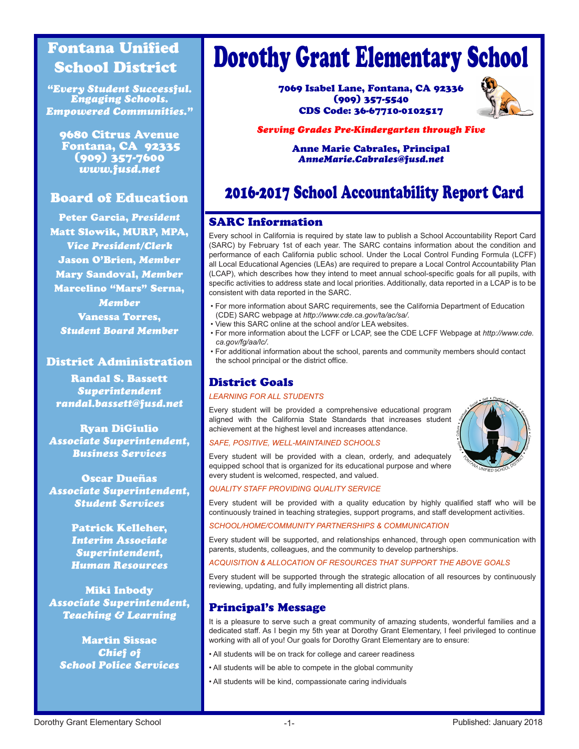# Dorothy Grant Elementary School

**7069 Isabel Lane, Fontana, CA 92336**
**(909) 357-5540**
**CDS Code: 36-67710-0102517**

***Serving Grades Pre-Kindergarten through Five***

**Anne Marie Cabrales, Principal**
***AnneMarie.Cabrales@fusd.net***

# 2016-2017 School Accountability Report Card

## Fontana Unified School District

*"Every Student Successful. Engaging Schools. Empowered Communities."*

9680 Citrus Avenue
Fontana, CA 92335
(909) 357-7600
*www.fusd.net*

## Board of Education

Peter Garcia, *President*
Matt Slowik, MURP, MPA, *Vice President/Clerk*
Jason O'Brien, *Member*
Mary Sandoval, *Member*
Marcelino "Mars" Serna, *Member*
Vanessa Torres, *Student Board Member*

## District Administration

Randal S. Bassett
*Superintendent*
*randal.bassett@fusd.net*

Ryan DiGiulio
*Associate Superintendent, Business Services*

Oscar Dueñas
*Associate Superintendent, Student Services*

Patrick Kelleher,
*Interim Associate Superintendent, Human Resources*

Miki Inbody
*Associate Superintendent, Teaching & Learning*

Martin Sissac
*Chief of School Police Services*

## SARC Information

Every school in California is required by state law to publish a School Accountability Report Card (SARC) by February 1st of each year. The SARC contains information about the condition and performance of each California public school. Under the Local Control Funding Formula (LCFF) all Local Educational Agencies (LEAs) are required to prepare a Local Control Accountability Plan (LCAP), which describes how they intend to meet annual school-specific goals for all pupils, with specific activities to address state and local priorities. Additionally, data reported in a LCAP is to be consistent with data reported in the SARC.

- For more information about SARC requirements, see the California Department of Education (CDE) SARC webpage at *http://www.cde.ca.gov/ta/ac/sa/*.
- View this SARC online at the school and/or LEA websites.
- For more information about the LCFF or LCAP, see the CDE LCFF Webpage at *http://www.cde.ca.gov/fg/aa/lc/*.
- For additional information about the school, parents and community members should contact the school principal or the district office.

## District Goals

*LEARNING FOR ALL STUDENTS*

Every student will be provided a comprehensive educational program aligned with the California State Standards that increases student achievement at the highest level and increases attendance.

*SAFE, POSITIVE, WELL-MAINTAINED SCHOOLS*

Every student will be provided with a clean, orderly, and adequately equipped school that is organized for its educational purpose and where every student is welcomed, respected, and valued.

*QUALITY STAFF PROVIDING QUALITY SERVICE*

Every student will be provided with a quality education by highly qualified staff who will be continuously trained in teaching strategies, support programs, and staff development activities.

*SCHOOL/HOME/COMMUNITY PARTNERSHIPS & COMMUNICATION*

Every student will be supported, and relationships enhanced, through open communication with parents, students, colleagues, and the community to develop partnerships.

*ACQUISITION & ALLOCATION OF RESOURCES THAT SUPPORT THE ABOVE GOALS*

Every student will be supported through the strategic allocation of all resources by continuously reviewing, updating, and fully implementing all district plans.

## Principal's Message

It is a pleasure to serve such a great community of amazing students, wonderful families and a dedicated staff. As I begin my 5th year at Dorothy Grant Elementary, I feel privileged to continue working with all of you! Our goals for Dorothy Grant Elementary are to ensure:

- All students will be on track for college and career readiness
- All students will be able to compete in the global community
- All students will be kind, compassionate caring individuals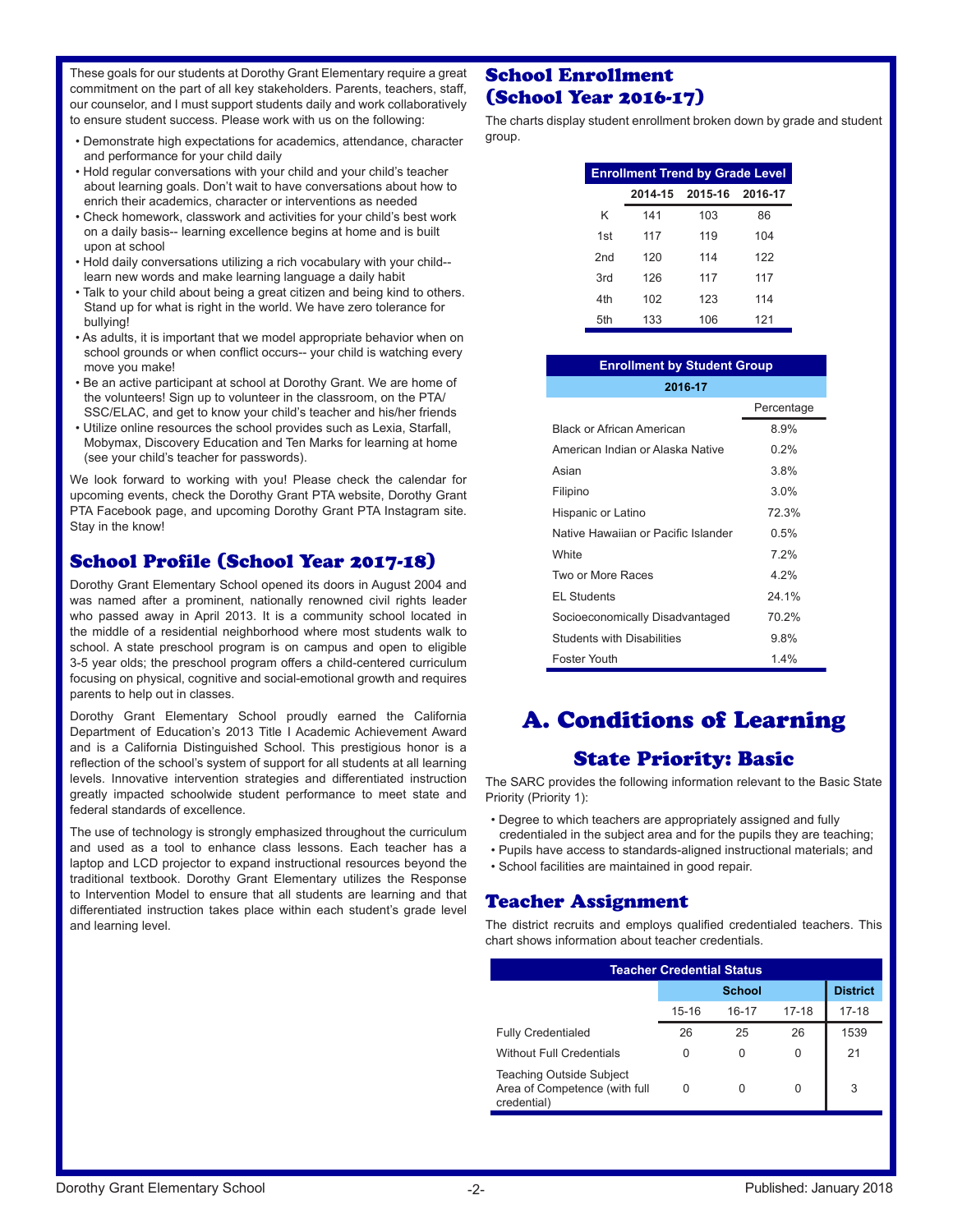These goals for our students at Dorothy Grant Elementary require a great commitment on the part of all key stakeholders. Parents, teachers, staff, our counselor, and I must support students daily and work collaboratively to ensure student success. Please work with us on the following:

- Demonstrate high expectations for academics, attendance, character and performance for your child daily
- Hold regular conversations with your child and your child's teacher about learning goals. Don't wait to have conversations about how to enrich their academics, character or interventions as needed
- Check homework, classwork and activities for your child's best work on a daily basis-- learning excellence begins at home and is built upon at school
- Hold daily conversations utilizing a rich vocabulary with your child-- learn new words and make learning language a daily habit
- Talk to your child about being a great citizen and being kind to others. Stand up for what is right in the world. We have zero tolerance for bullying!
- As adults, it is important that we model appropriate behavior when on school grounds or when conflict occurs-- your child is watching every move you make!
- Be an active participant at school at Dorothy Grant. We are home of the volunteers! Sign up to volunteer in the classroom, on the PTA/SSC/ELAC, and get to know your child's teacher and his/her friends
- Utilize online resources the school provides such as Lexia, Starfall, Mobymax, Discovery Education and Ten Marks for learning at home (see your child's teacher for passwords).

We look forward to working with you! Please check the calendar for upcoming events, check the Dorothy Grant PTA website, Dorothy Grant PTA Facebook page, and upcoming Dorothy Grant PTA Instagram site. Stay in the know!

## School Profile (School Year 2017-18)

Dorothy Grant Elementary School opened its doors in August 2004 and was named after a prominent, nationally renowned civil rights leader who passed away in April 2013. It is a community school located in the middle of a residential neighborhood where most students walk to school. A state preschool program is on campus and open to eligible 3-5 year olds; the preschool program offers a child-centered curriculum focusing on physical, cognitive and social-emotional growth and requires parents to help out in classes.

Dorothy Grant Elementary School proudly earned the California Department of Education's 2013 Title I Academic Achievement Award and is a California Distinguished School. This prestigious honor is a reflection of the school's system of support for all students at all learning levels. Innovative intervention strategies and differentiated instruction greatly impacted schoolwide student performance to meet state and federal standards of excellence.

The use of technology is strongly emphasized throughout the curriculum and used as a tool to enhance class lessons. Each teacher has a laptop and LCD projector to expand instructional resources beyond the traditional textbook. Dorothy Grant Elementary utilizes the Response to Intervention Model to ensure that all students are learning and that differentiated instruction takes place within each student's grade level and learning level.

## School Enrollment (School Year 2016-17)

The charts display student enrollment broken down by grade and student group.

**Enrollment Trend by Grade Level**

| | 2014-15 | 2015-16 | 2016-17 |
|---|---|---|---|
| K | 141 | 103 | 86 |
| 1st | 117 | 119 | 104 |
| 2nd | 120 | 114 | 122 |
| 3rd | 126 | 117 | 117 |
| 4th | 102 | 123 | 114 |
| 5th | 133 | 106 | 121 |

**Enrollment by Student Group**

**2016-17**

| | Percentage |
|---|---|
| Black or African American | 8.9% |
| American Indian or Alaska Native | 0.2% |
| Asian | 3.8% |
| Filipino | 3.0% |
| Hispanic or Latino | 72.3% |
| Native Hawaiian or Pacific Islander | 0.5% |
| White | 7.2% |
| Two or More Races | 4.2% |
| EL Students | 24.1% |
| Socioeconomically Disadvantaged | 70.2% |
| Students with Disabilities | 9.8% |
| Foster Youth | 1.4% |

# A. Conditions of Learning

## State Priority: Basic

The SARC provides the following information relevant to the Basic State Priority (Priority 1):

- Degree to which teachers are appropriately assigned and fully credentialed in the subject area and for the pupils they are teaching;
- Pupils have access to standards-aligned instructional materials; and
- School facilities are maintained in good repair.

## Teacher Assignment

The district recruits and employs qualified credentialed teachers. This chart shows information about teacher credentials.

**Teacher Credential Status**

| | School | | | District |
|---|---|---|---|---|
| | 15-16 | 16-17 | 17-18 | 17-18 |
| Fully Credentialed | 26 | 25 | 26 | 1539 |
| Without Full Credentials | 0 | 0 | 0 | 21 |
| Teaching Outside Subject Area of Competence (with full credential) | 0 | 0 | 0 | 3 |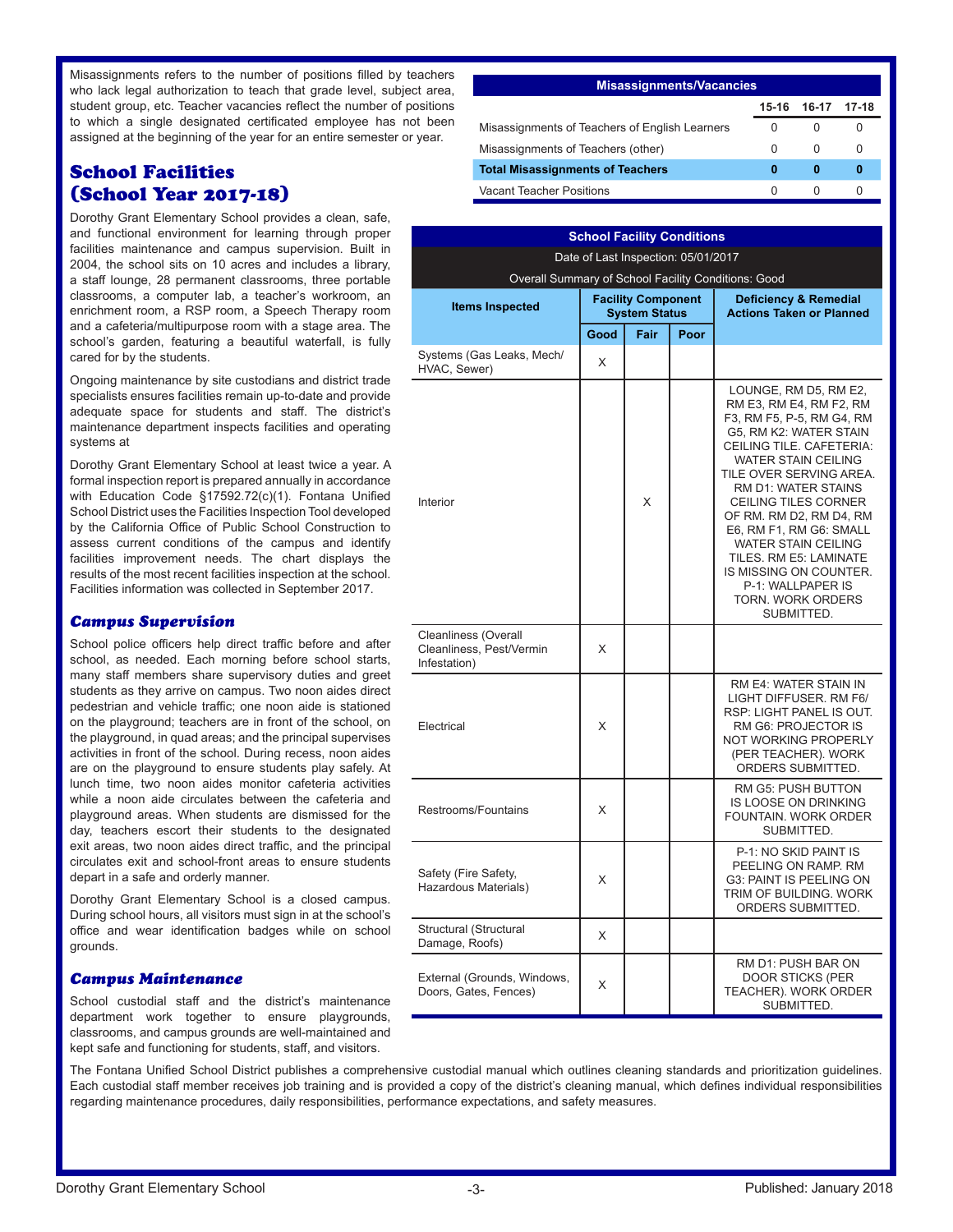Misassignments refers to the number of positions filled by teachers who lack legal authorization to teach that grade level, subject area, student group, etc. Teacher vacancies reflect the number of positions to which a single designated certificated employee has not been assigned at the beginning of the year for an entire semester or year.

| Misassignments/Vacancies | 15-16 | 16-17 | 17-18 |
|---|---|---|---|
| Misassignments of Teachers of English Learners | 0 | 0 | 0 |
| Misassignments of Teachers (other) | 0 | 0 | 0 |
| **Total Misassignments of Teachers** | **0** | **0** | **0** |
| Vacant Teacher Positions | 0 | 0 | 0 |

## School Facilities (School Year 2017-18)

Dorothy Grant Elementary School provides a clean, safe, and functional environment for learning through proper facilities maintenance and campus supervision. Built in 2004, the school sits on 10 acres and includes a library, a staff lounge, 28 permanent classrooms, three portable classrooms, a computer lab, a teacher's workroom, an enrichment room, a RSP room, a Speech Therapy room and a cafeteria/multipurpose room with a stage area. The school's garden, featuring a beautiful waterfall, is fully cared for by the students.

Ongoing maintenance by site custodians and district trade specialists ensures facilities remain up-to-date and provide adequate space for students and staff. The district's maintenance department inspects facilities and operating systems at

Dorothy Grant Elementary School at least twice a year. A formal inspection report is prepared annually in accordance with Education Code §17592.72(c)(1). Fontana Unified School District uses the Facilities Inspection Tool developed by the California Office of Public School Construction to assess current conditions of the campus and identify facilities improvement needs. The chart displays the results of the most recent facilities inspection at the school. Facilities information was collected in September 2017.

### *Campus Supervision*

School police officers help direct traffic before and after school, as needed. Each morning before school starts, many staff members share supervisory duties and greet students as they arrive on campus. Two noon aides direct pedestrian and vehicle traffic; one noon aide is stationed on the playground; teachers are in front of the school, on the playground, in quad areas; and the principal supervises activities in front of the school. During recess, noon aides are on the playground to ensure students play safely. At lunch time, two noon aides monitor cafeteria activities while a noon aide circulates between the cafeteria and playground areas. When students are dismissed for the day, teachers escort their students to the designated exit areas, two noon aides direct traffic, and the principal circulates exit and school-front areas to ensure students depart in a safe and orderly manner.

Dorothy Grant Elementary School is a closed campus. During school hours, all visitors must sign in at the school's office and wear identification badges while on school grounds.

### *Campus Maintenance*

School custodial staff and the district's maintenance department work together to ensure playgrounds, classrooms, and campus grounds are well-maintained and kept safe and functioning for students, staff, and visitors.

**School Facility Conditions**

Date of Last Inspection: 05/01/2017

Overall Summary of School Facility Conditions: Good

| Items Inspected | Facility Component System Status | | | Deficiency & Remedial Actions Taken or Planned |
|---|---|---|---|---|
| | Good | Fair | Poor | |
| Systems (Gas Leaks, Mech/ HVAC, Sewer) | X | | | |
| Interior | | X | | LOUNGE, RM D5, RM E2, RM E3, RM E4, RM F2, RM F3, RM F5, P-5, RM G4, RM G5, RM K2: WATER STAIN CEILING TILE. CAFETERIA: WATER STAIN CEILING TILE OVER SERVING AREA. RM D1: WATER STAINS CEILING TILES CORNER OF RM. RM D2, RM D4, RM E6, RM F1, RM G6: SMALL WATER STAIN CEILING TILES. RM E5: LAMINATE IS MISSING ON COUNTER. P-1: WALLPAPER IS TORN. WORK ORDERS SUBMITTED. |
| Cleanliness (Overall Cleanliness, Pest/Vermin Infestation) | X | | | |
| Electrical | X | | | RM E4: WATER STAIN IN LIGHT DIFFUSER. RM F6/ RSP: LIGHT PANEL IS OUT. RM G6: PROJECTOR IS NOT WORKING PROPERLY (PER TEACHER). WORK ORDERS SUBMITTED. |
| Restrooms/Fountains | X | | | RM G5: PUSH BUTTON IS LOOSE ON DRINKING FOUNTAIN. WORK ORDER SUBMITTED. |
| Safety (Fire Safety, Hazardous Materials) | X | | | P-1: NO SKID PAINT IS PEELING ON RAMP. RM G3: PAINT IS PEELING ON TRIM OF BUILDING. WORK ORDERS SUBMITTED. |
| Structural (Structural Damage, Roofs) | X | | | |
| External (Grounds, Windows, Doors, Gates, Fences) | X | | | RM D1: PUSH BAR ON DOOR STICKS (PER TEACHER). WORK ORDER SUBMITTED. |

The Fontana Unified School District publishes a comprehensive custodial manual which outlines cleaning standards and prioritization guidelines. Each custodial staff member receives job training and is provided a copy of the district's cleaning manual, which defines individual responsibilities regarding maintenance procedures, daily responsibilities, performance expectations, and safety measures.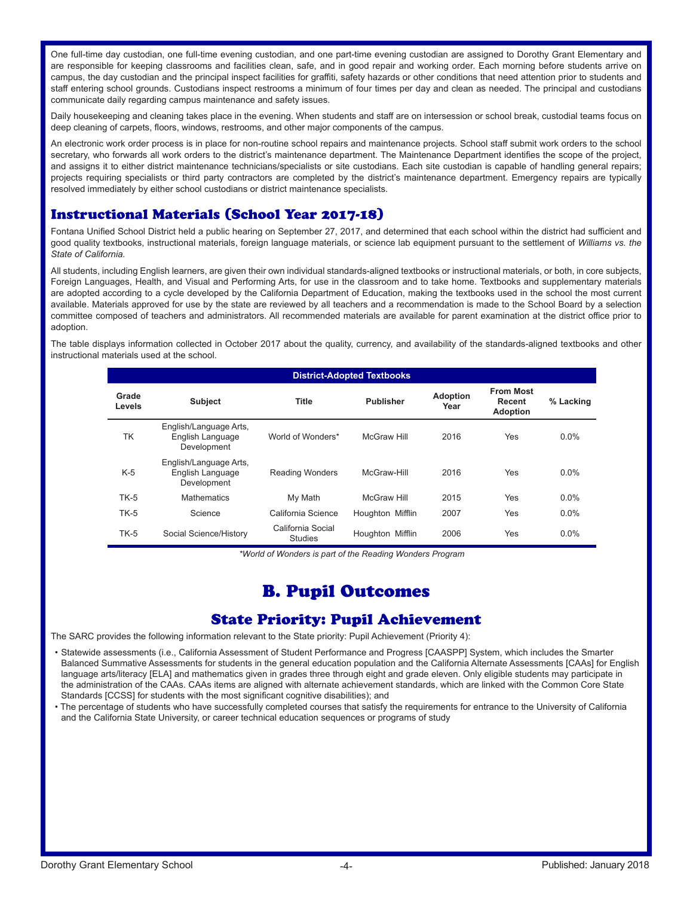One full-time day custodian, one full-time evening custodian, and one part-time evening custodian are assigned to Dorothy Grant Elementary and are responsible for keeping classrooms and facilities clean, safe, and in good repair and working order. Each morning before students arrive on campus, the day custodian and the principal inspect facilities for graffiti, safety hazards or other conditions that need attention prior to students and staff entering school grounds. Custodians inspect restrooms a minimum of four times per day and clean as needed. The principal and custodians communicate daily regarding campus maintenance and safety issues.

Daily housekeeping and cleaning takes place in the evening. When students and staff are on intersession or school break, custodial teams focus on deep cleaning of carpets, floors, windows, restrooms, and other major components of the campus.

An electronic work order process is in place for non-routine school repairs and maintenance projects. School staff submit work orders to the school secretary, who forwards all work orders to the district's maintenance department. The Maintenance Department identifies the scope of the project, and assigns it to either district maintenance technicians/specialists or site custodians. Each site custodian is capable of handling general repairs; projects requiring specialists or third party contractors are completed by the district's maintenance department. Emergency repairs are typically resolved immediately by either school custodians or district maintenance specialists.

## Instructional Materials (School Year 2017-18)

Fontana Unified School District held a public hearing on September 27, 2017, and determined that each school within the district had sufficient and good quality textbooks, instructional materials, foreign language materials, or science lab equipment pursuant to the settlement of *Williams vs. the State of California.*

All students, including English learners, are given their own individual standards-aligned textbooks or instructional materials, or both, in core subjects, Foreign Languages, Health, and Visual and Performing Arts, for use in the classroom and to take home. Textbooks and supplementary materials are adopted according to a cycle developed by the California Department of Education, making the textbooks used in the school the most current available. Materials approved for use by the state are reviewed by all teachers and a recommendation is made to the School Board by a selection committee composed of teachers and administrators. All recommended materials are available for parent examination at the district office prior to adoption.

The table displays information collected in October 2017 about the quality, currency, and availability of the standards-aligned textbooks and other instructional materials used at the school.

**District-Adopted Textbooks**

| Grade Levels | Subject | Title | Publisher | Adoption Year | From Most Recent Adoption | % Lacking |
|---|---|---|---|---|---|---|
| TK | English/Language Arts, English Language Development | World of Wonders* | McGraw Hill | 2016 | Yes | 0.0% |
| K-5 | English/Language Arts, English Language Development | Reading Wonders | McGraw-Hill | 2016 | Yes | 0.0% |
| TK-5 | Mathematics | My Math | McGraw Hill | 2015 | Yes | 0.0% |
| TK-5 | Science | California Science | Houghton Mifflin | 2007 | Yes | 0.0% |
| TK-5 | Social Science/History | California Social Studies | Houghton Mifflin | 2006 | Yes | 0.0% |

*\*World of Wonders is part of the Reading Wonders Program*

# B. Pupil Outcomes

## State Priority: Pupil Achievement

The SARC provides the following information relevant to the State priority: Pupil Achievement (Priority 4):

- Statewide assessments (i.e., California Assessment of Student Performance and Progress [CAASPP] System, which includes the Smarter Balanced Summative Assessments for students in the general education population and the California Alternate Assessments [CAAs] for English language arts/literacy [ELA] and mathematics given in grades three through eight and grade eleven. Only eligible students may participate in the administration of the CAAs. CAAs items are aligned with alternate achievement standards, which are linked with the Common Core State Standards [CCSS] for students with the most significant cognitive disabilities); and
- The percentage of students who have successfully completed courses that satisfy the requirements for entrance to the University of California and the California State University, or career technical education sequences or programs of study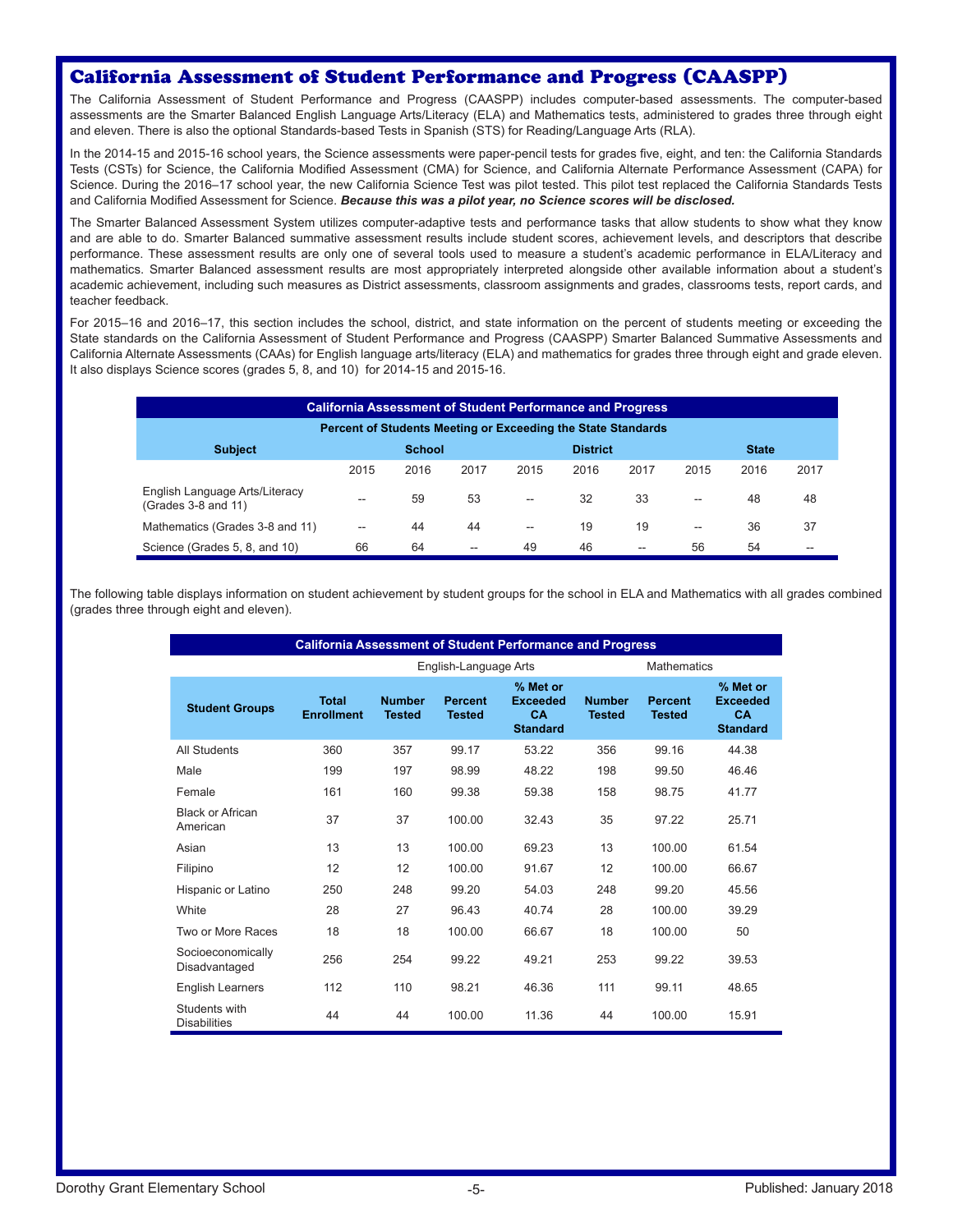## California Assessment of Student Performance and Progress (CAASPP)

The California Assessment of Student Performance and Progress (CAASPP) includes computer-based assessments. The computer-based assessments are the Smarter Balanced English Language Arts/Literacy (ELA) and Mathematics tests, administered to grades three through eight and eleven. There is also the optional Standards-based Tests in Spanish (STS) for Reading/Language Arts (RLA).

In the 2014-15 and 2015-16 school years, the Science assessments were paper-pencil tests for grades five, eight, and ten: the California Standards Tests (CSTs) for Science, the California Modified Assessment (CMA) for Science, and California Alternate Performance Assessment (CAPA) for Science. During the 2016–17 school year, the new California Science Test was pilot tested. This pilot test replaced the California Standards Tests and California Modified Assessment for Science. ***Because this was a pilot year, no Science scores will be disclosed.***

The Smarter Balanced Assessment System utilizes computer-adaptive tests and performance tasks that allow students to show what they know and are able to do. Smarter Balanced summative assessment results include student scores, achievement levels, and descriptors that describe performance. These assessment results are only one of several tools used to measure a student's academic performance in ELA/Literacy and mathematics. Smarter Balanced assessment results are most appropriately interpreted alongside other available information about a student's academic achievement, including such measures as District assessments, classroom assignments and grades, classrooms tests, report cards, and teacher feedback.

For 2015–16 and 2016–17, this section includes the school, district, and state information on the percent of students meeting or exceeding the State standards on the California Assessment of Student Performance and Progress (CAASPP) Smarter Balanced Summative Assessments and California Alternate Assessments (CAAs) for English language arts/literacy (ELA) and mathematics for grades three through eight and grade eleven. It also displays Science scores (grades 5, 8, and 10) for 2014-15 and 2015-16.

**California Assessment of Student Performance and Progress**

**Percent of Students Meeting or Exceeding the State Standards**

| Subject | School | | | District | | | State | | |
|---|---|---|---|---|---|---|---|---|---|
| | 2015 | 2016 | 2017 | 2015 | 2016 | 2017 | 2015 | 2016 | 2017 |
| English Language Arts/Literacy (Grades 3-8 and 11) | -- | 59 | 53 | -- | 32 | 33 | -- | 48 | 48 |
| Mathematics (Grades 3-8 and 11) | -- | 44 | 44 | -- | 19 | 19 | -- | 36 | 37 |
| Science (Grades 5, 8, and 10) | 66 | 64 | -- | 49 | 46 | -- | 56 | 54 | -- |

The following table displays information on student achievement by student groups for the school in ELA and Mathematics with all grades combined (grades three through eight and eleven).

**California Assessment of Student Performance and Progress**

| | | English-Language Arts | | | Mathematics | | |
|---|---|---|---|---|---|---|---|
| **Student Groups** | **Total Enrollment** | **Number Tested** | **Percent Tested** | **% Met or Exceeded CA Standard** | **Number Tested** | **Percent Tested** | **% Met or Exceeded CA Standard** |
| All Students | 360 | 357 | 99.17 | 53.22 | 356 | 99.16 | 44.38 |
| Male | 199 | 197 | 98.99 | 48.22 | 198 | 99.50 | 46.46 |
| Female | 161 | 160 | 99.38 | 59.38 | 158 | 98.75 | 41.77 |
| Black or African American | 37 | 37 | 100.00 | 32.43 | 35 | 97.22 | 25.71 |
| Asian | 13 | 13 | 100.00 | 69.23 | 13 | 100.00 | 61.54 |
| Filipino | 12 | 12 | 100.00 | 91.67 | 12 | 100.00 | 66.67 |
| Hispanic or Latino | 250 | 248 | 99.20 | 54.03 | 248 | 99.20 | 45.56 |
| White | 28 | 27 | 96.43 | 40.74 | 28 | 100.00 | 39.29 |
| Two or More Races | 18 | 18 | 100.00 | 66.67 | 18 | 100.00 | 50 |
| Socioeconomically Disadvantaged | 256 | 254 | 99.22 | 49.21 | 253 | 99.22 | 39.53 |
| English Learners | 112 | 110 | 98.21 | 46.36 | 111 | 99.11 | 48.65 |
| Students with Disabilities | 44 | 44 | 100.00 | 11.36 | 44 | 100.00 | 15.91 |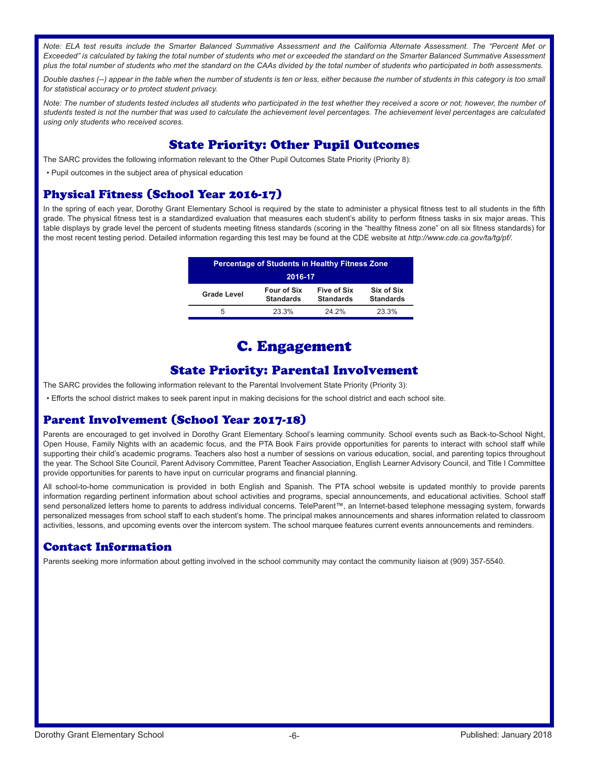*Note: ELA test results include the Smarter Balanced Summative Assessment and the California Alternate Assessment. The "Percent Met or Exceeded" is calculated by taking the total number of students who met or exceeded the standard on the Smarter Balanced Summative Assessment plus the total number of students who met the standard on the CAAs divided by the total number of students who participated in both assessments.*

*Double dashes (--) appear in the table when the number of students is ten or less, either because the number of students in this category is too small for statistical accuracy or to protect student privacy.*

*Note: The number of students tested includes all students who participated in the test whether they received a score or not; however, the number of students tested is not the number that was used to calculate the achievement level percentages. The achievement level percentages are calculated using only students who received scores.*

## State Priority: Other Pupil Outcomes

The SARC provides the following information relevant to the Other Pupil Outcomes State Priority (Priority 8):

- Pupil outcomes in the subject area of physical education

### Physical Fitness (School Year 2016-17)

In the spring of each year, Dorothy Grant Elementary School is required by the state to administer a physical fitness test to all students in the fifth grade. The physical fitness test is a standardized evaluation that measures each student's ability to perform fitness tasks in six major areas. This table displays by grade level the percent of students meeting fitness standards (scoring in the "healthy fitness zone" on all six fitness standards) for the most recent testing period. Detailed information regarding this test may be found at the CDE website at *http://www.cde.ca.gov/ta/tg/pf/*.

| Percentage of Students in Healthy Fitness Zone 2016-17 | | | |
|---|---|---|---|
| Grade Level | Four of Six Standards | Five of Six Standards | Six of Six Standards |
| 5 | 23.3% | 24.2% | 23.3% |

# C. Engagement

## State Priority: Parental Involvement

The SARC provides the following information relevant to the Parental Involvement State Priority (Priority 3):

- Efforts the school district makes to seek parent input in making decisions for the school district and each school site.

### Parent Involvement (School Year 2017-18)

Parents are encouraged to get involved in Dorothy Grant Elementary School's learning community. School events such as Back-to-School Night, Open House, Family Nights with an academic focus, and the PTA Book Fairs provide opportunities for parents to interact with school staff while supporting their child's academic programs. Teachers also host a number of sessions on various education, social, and parenting topics throughout the year. The School Site Council, Parent Advisory Committee, Parent Teacher Association, English Learner Advisory Council, and Title I Committee provide opportunities for parents to have input on curricular programs and financial planning.

All school-to-home communication is provided in both English and Spanish. The PTA school website is updated monthly to provide parents information regarding pertinent information about school activities and programs, special announcements, and educational activities. School staff send personalized letters home to parents to address individual concerns. TeleParent™, an Internet-based telephone messaging system, forwards personalized messages from school staff to each student's home. The principal makes announcements and shares information related to classroom activities, lessons, and upcoming events over the intercom system. The school marquee features current events announcements and reminders.

### Contact Information

Parents seeking more information about getting involved in the school community may contact the community liaison at (909) 357-5540.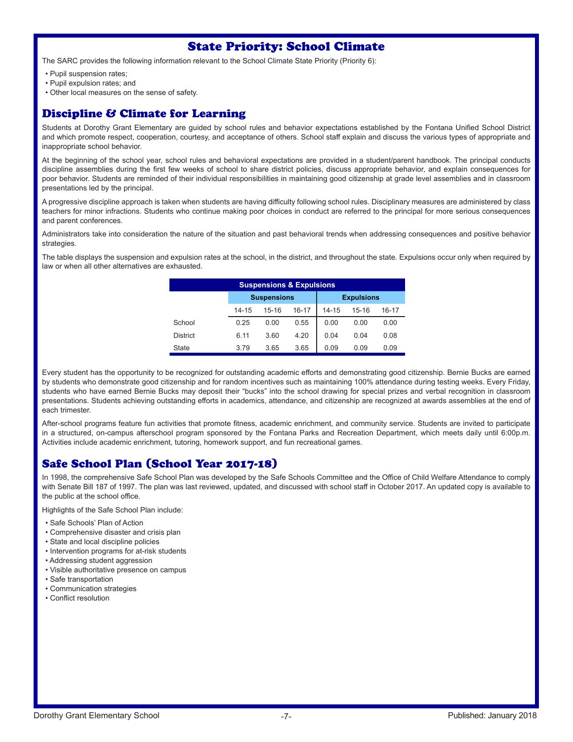# State Priority: School Climate

The SARC provides the following information relevant to the School Climate State Priority (Priority 6):

- Pupil suspension rates;
- Pupil expulsion rates; and
- Other local measures on the sense of safety.

## Discipline & Climate for Learning

Students at Dorothy Grant Elementary are guided by school rules and behavior expectations established by the Fontana Unified School District and which promote respect, cooperation, courtesy, and acceptance of others. School staff explain and discuss the various types of appropriate and inappropriate school behavior.

At the beginning of the school year, school rules and behavioral expectations are provided in a student/parent handbook. The principal conducts discipline assemblies during the first few weeks of school to share district policies, discuss appropriate behavior, and explain consequences for poor behavior. Students are reminded of their individual responsibilities in maintaining good citizenship at grade level assemblies and in classroom presentations led by the principal.

A progressive discipline approach is taken when students are having difficulty following school rules. Disciplinary measures are administered by class teachers for minor infractions. Students who continue making poor choices in conduct are referred to the principal for more serious consequences and parent conferences.

Administrators take into consideration the nature of the situation and past behavioral trends when addressing consequences and positive behavior strategies.

The table displays the suspension and expulsion rates at the school, in the district, and throughout the state. Expulsions occur only when required by law or when all other alternatives are exhausted.

**Suspensions & Expulsions**

| | Suspensions | | | Expulsions | | |
|---|---|---|---|---|---|---|
| | 14-15 | 15-16 | 16-17 | 14-15 | 15-16 | 16-17 |
| School | 0.25 | 0.00 | 0.55 | 0.00 | 0.00 | 0.00 |
| District | 6.11 | 3.60 | 4.20 | 0.04 | 0.04 | 0.08 |
| State | 3.79 | 3.65 | 3.65 | 0.09 | 0.09 | 0.09 |

Every student has the opportunity to be recognized for outstanding academic efforts and demonstrating good citizenship. Bernie Bucks are earned by students who demonstrate good citizenship and for random incentives such as maintaining 100% attendance during testing weeks. Every Friday, students who have earned Bernie Bucks may deposit their "bucks" into the school drawing for special prizes and verbal recognition in classroom presentations. Students achieving outstanding efforts in academics, attendance, and citizenship are recognized at awards assemblies at the end of each trimester.

After-school programs feature fun activities that promote fitness, academic enrichment, and community service. Students are invited to participate in a structured, on-campus afterschool program sponsored by the Fontana Parks and Recreation Department, which meets daily until 6:00p.m. Activities include academic enrichment, tutoring, homework support, and fun recreational games.

## Safe School Plan (School Year 2017-18)

In 1998, the comprehensive Safe School Plan was developed by the Safe Schools Committee and the Office of Child Welfare Attendance to comply with Senate Bill 187 of 1997. The plan was last reviewed, updated, and discussed with school staff in October 2017. An updated copy is available to the public at the school office.

Highlights of the Safe School Plan include:

- Safe Schools' Plan of Action
- Comprehensive disaster and crisis plan
- State and local discipline policies
- Intervention programs for at-risk students
- Addressing student aggression
- Visible authoritative presence on campus
- Safe transportation
- Communication strategies
- Conflict resolution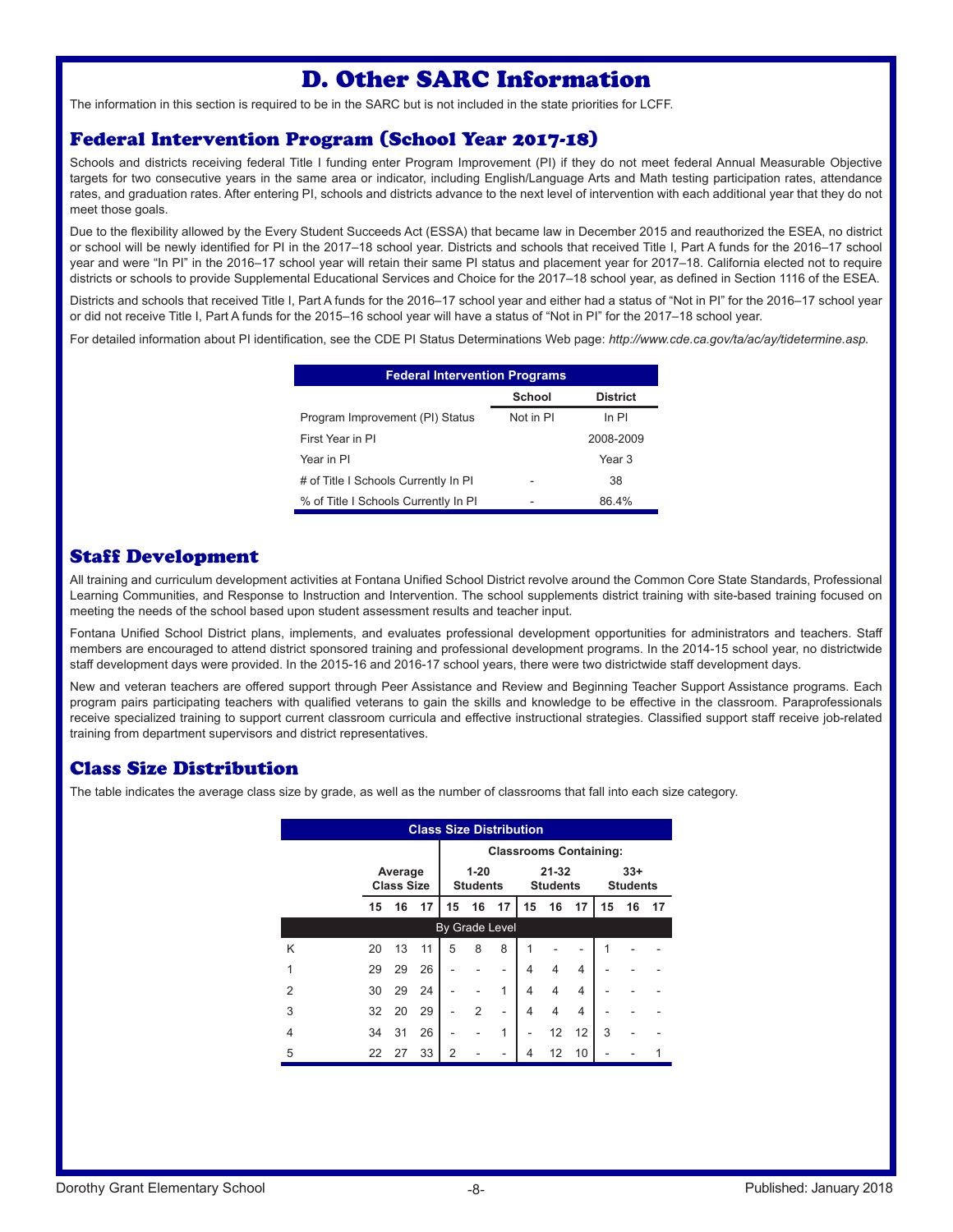# D. Other SARC Information

The information in this section is required to be in the SARC but is not included in the state priorities for LCFF.

## Federal Intervention Program (School Year 2017-18)

Schools and districts receiving federal Title I funding enter Program Improvement (PI) if they do not meet federal Annual Measurable Objective targets for two consecutive years in the same area or indicator, including English/Language Arts and Math testing participation rates, attendance rates, and graduation rates. After entering PI, schools and districts advance to the next level of intervention with each additional year that they do not meet those goals.

Due to the flexibility allowed by the Every Student Succeeds Act (ESSA) that became law in December 2015 and reauthorized the ESEA, no district or school will be newly identified for PI in the 2017–18 school year. Districts and schools that received Title I, Part A funds for the 2016–17 school year and were "In PI" in the 2016–17 school year will retain their same PI status and placement year for 2017–18. California elected not to require districts or schools to provide Supplemental Educational Services and Choice for the 2017–18 school year, as defined in Section 1116 of the ESEA.

Districts and schools that received Title I, Part A funds for the 2016–17 school year and either had a status of "Not in PI" for the 2016–17 school year or did not receive Title I, Part A funds for the 2015–16 school year will have a status of "Not in PI" for the 2017–18 school year.

For detailed information about PI identification, see the CDE PI Status Determinations Web page: *http://www.cde.ca.gov/ta/ac/ay/tidetermine.asp.*

| Federal Intervention Programs | School | District |
|---|---|---|
| Program Improvement (PI) Status | Not in PI | In PI |
| First Year in PI | | 2008-2009 |
| Year in PI | | Year 3 |
| # of Title I Schools Currently In PI | - | 38 |
| % of Title I Schools Currently In PI | - | 86.4% |

## Staff Development

All training and curriculum development activities at Fontana Unified School District revolve around the Common Core State Standards, Professional Learning Communities, and Response to Instruction and Intervention. The school supplements district training with site-based training focused on meeting the needs of the school based upon student assessment results and teacher input.

Fontana Unified School District plans, implements, and evaluates professional development opportunities for administrators and teachers. Staff members are encouraged to attend district sponsored training and professional development programs. In the 2014-15 school year, no districtwide staff development days were provided. In the 2015-16 and 2016-17 school years, there were two districtwide staff development days.

New and veteran teachers are offered support through Peer Assistance and Review and Beginning Teacher Support Assistance programs. Each program pairs participating teachers with qualified veterans to gain the skills and knowledge to be effective in the classroom. Paraprofessionals receive specialized training to support current classroom curricula and effective instructional strategies. Classified support staff receive job-related training from department supervisors and district representatives.

## Class Size Distribution

The table indicates the average class size by grade, as well as the number of classrooms that fall into each size category.

| Class Size Distribution | Average Class Size | | | Classrooms Containing: 1-20 Students | | | 21-32 Students | | | 33+ Students | | |
|---|---|---|---|---|---|---|---|---|---|---|---|---|
| | 15 | 16 | 17 | 15 | 16 | 17 | 15 | 16 | 17 | 15 | 16 | 17 |
| By Grade Level | | | | | | | | | | | | |
| K | 20 | 13 | 11 | 5 | 8 | 8 | 1 | - | - | 1 | - | - |
| 1 | 29 | 29 | 26 | - | - | - | 4 | 4 | 4 | - | - | - |
| 2 | 30 | 29 | 24 | - | - | 1 | 4 | 4 | 4 | - | - | - |
| 3 | 32 | 20 | 29 | - | 2 | - | 4 | 4 | 4 | - | - | - |
| 4 | 34 | 31 | 26 | - | - | 1 | - | 12 | 12 | 3 | - | - |
| 5 | 22 | 27 | 33 | 2 | - | - | 4 | 12 | 10 | - | - | 1 |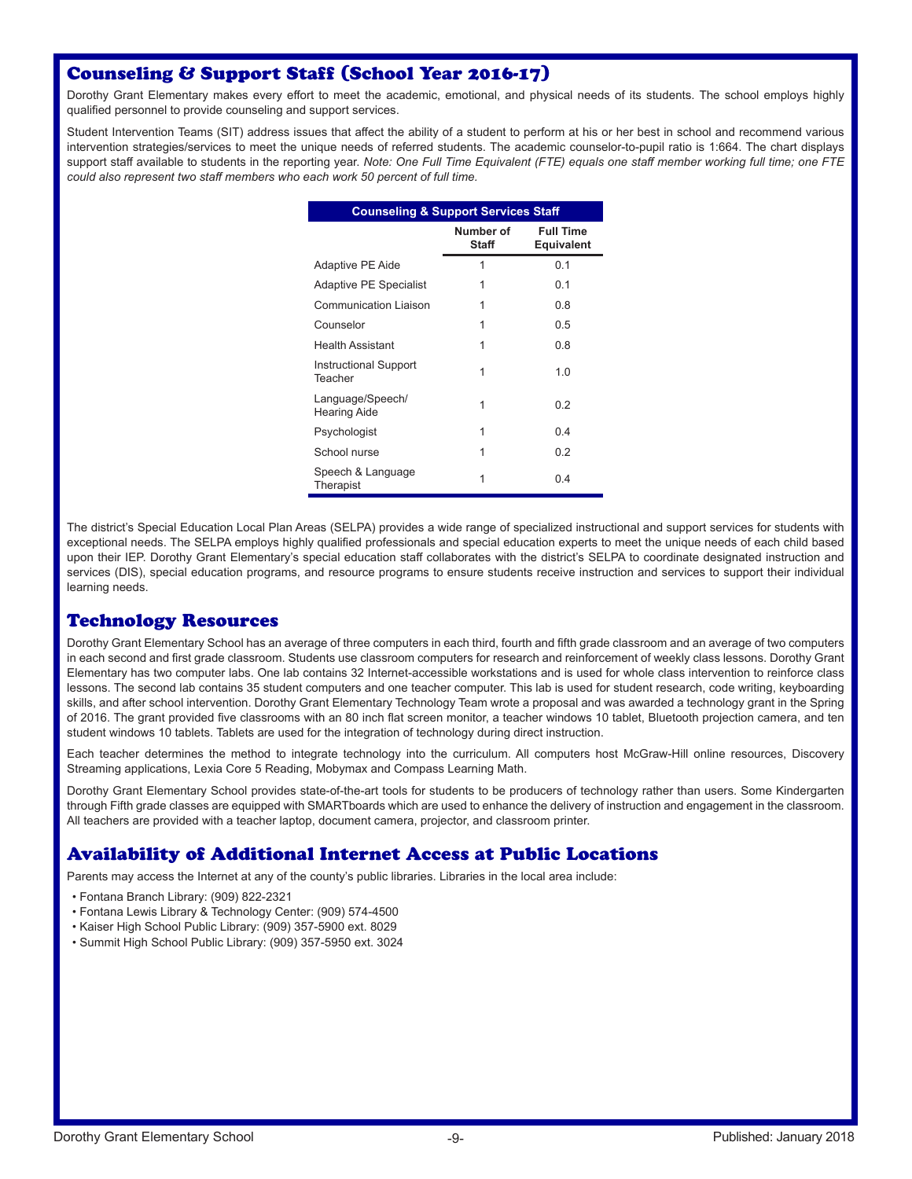## Counseling & Support Staff (School Year 2016-17)

Dorothy Grant Elementary makes every effort to meet the academic, emotional, and physical needs of its students. The school employs highly qualified personnel to provide counseling and support services.

Student Intervention Teams (SIT) address issues that affect the ability of a student to perform at his or her best in school and recommend various intervention strategies/services to meet the unique needs of referred students. The academic counselor-to-pupil ratio is 1:664. The chart displays support staff available to students in the reporting year. *Note: One Full Time Equivalent (FTE) equals one staff member working full time; one FTE could also represent two staff members who each work 50 percent of full time.*

**Counseling & Support Services Staff**

| | Number of Staff | Full Time Equivalent |
|---|---|---|
| Adaptive PE Aide | 1 | 0.1 |
| Adaptive PE Specialist | 1 | 0.1 |
| Communication Liaison | 1 | 0.8 |
| Counselor | 1 | 0.5 |
| Health Assistant | 1 | 0.8 |
| Instructional Support Teacher | 1 | 1.0 |
| Language/Speech/ Hearing Aide | 1 | 0.2 |
| Psychologist | 1 | 0.4 |
| School nurse | 1 | 0.2 |
| Speech & Language Therapist | 1 | 0.4 |

The district's Special Education Local Plan Areas (SELPA) provides a wide range of specialized instructional and support services for students with exceptional needs. The SELPA employs highly qualified professionals and special education experts to meet the unique needs of each child based upon their IEP. Dorothy Grant Elementary's special education staff collaborates with the district's SELPA to coordinate designated instruction and services (DIS), special education programs, and resource programs to ensure students receive instruction and services to support their individual learning needs.

## Technology Resources

Dorothy Grant Elementary School has an average of three computers in each third, fourth and fifth grade classroom and an average of two computers in each second and first grade classroom. Students use classroom computers for research and reinforcement of weekly class lessons. Dorothy Grant Elementary has two computer labs. One lab contains 32 Internet-accessible workstations and is used for whole class intervention to reinforce class lessons. The second lab contains 35 student computers and one teacher computer. This lab is used for student research, code writing, keyboarding skills, and after school intervention. Dorothy Grant Elementary Technology Team wrote a proposal and was awarded a technology grant in the Spring of 2016. The grant provided five classrooms with an 80 inch flat screen monitor, a teacher windows 10 tablet, Bluetooth projection camera, and ten student windows 10 tablets. Tablets are used for the integration of technology during direct instruction.

Each teacher determines the method to integrate technology into the curriculum. All computers host McGraw-Hill online resources, Discovery Streaming applications, Lexia Core 5 Reading, Mobymax and Compass Learning Math.

Dorothy Grant Elementary School provides state-of-the-art tools for students to be producers of technology rather than users. Some Kindergarten through Fifth grade classes are equipped with SMARTboards which are used to enhance the delivery of instruction and engagement in the classroom. All teachers are provided with a teacher laptop, document camera, projector, and classroom printer.

## Availability of Additional Internet Access at Public Locations

Parents may access the Internet at any of the county's public libraries. Libraries in the local area include:

- Fontana Branch Library: (909) 822-2321
- Fontana Lewis Library & Technology Center: (909) 574-4500
- Kaiser High School Public Library: (909) 357-5900 ext. 8029
- Summit High School Public Library: (909) 357-5950 ext. 3024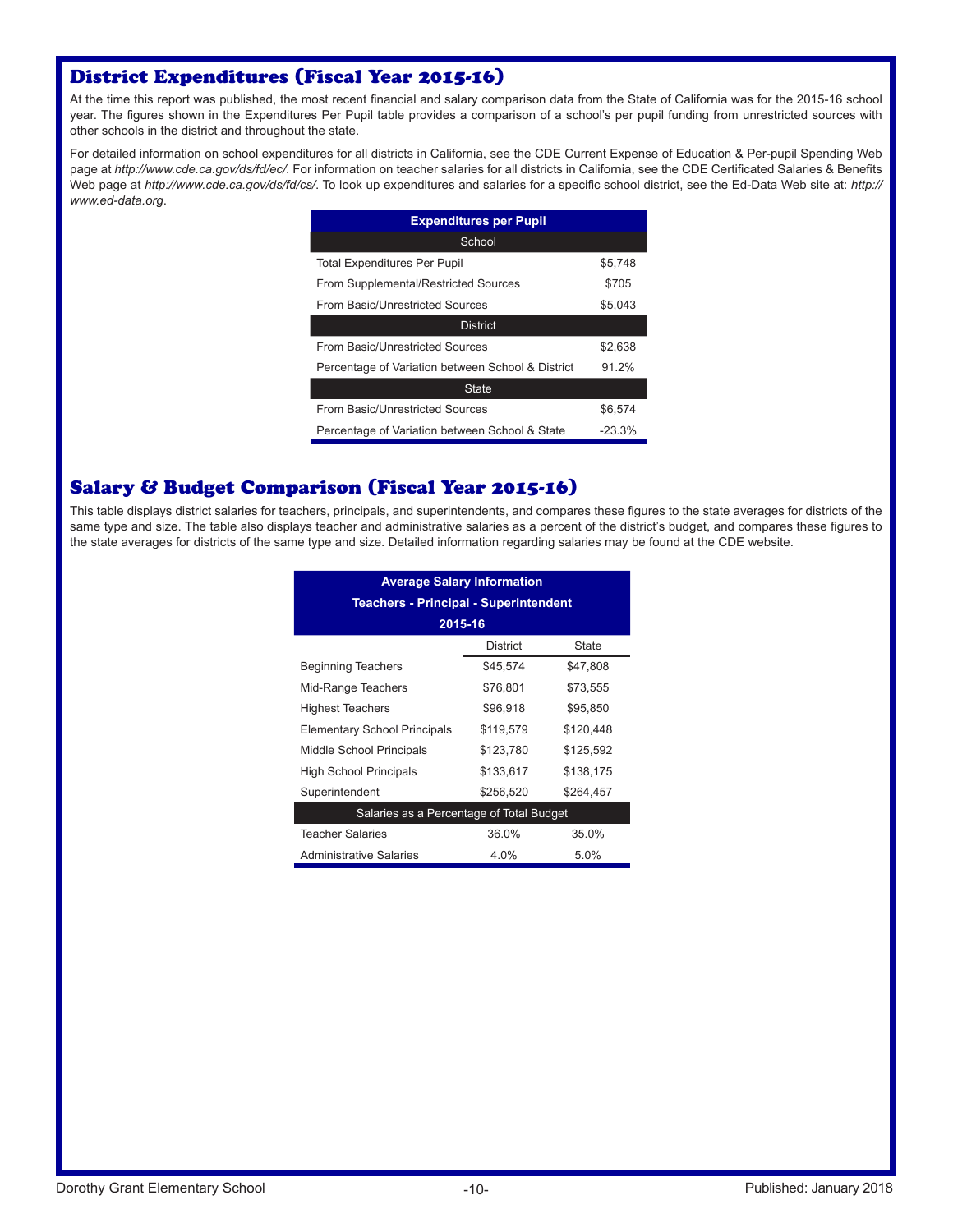## District Expenditures (Fiscal Year 2015-16)

At the time this report was published, the most recent financial and salary comparison data from the State of California was for the 2015-16 school year. The figures shown in the Expenditures Per Pupil table provides a comparison of a school's per pupil funding from unrestricted sources with other schools in the district and throughout the state.

For detailed information on school expenditures for all districts in California, see the CDE Current Expense of Education & Per-pupil Spending Web page at *http://www.cde.ca.gov/ds/fd/ec/*. For information on teacher salaries for all districts in California, see the CDE Certificated Salaries & Benefits Web page at *http://www.cde.ca.gov/ds/fd/cs/*. To look up expenditures and salaries for a specific school district, see the Ed-Data Web site at: *http://www.ed-data.org*.

| Expenditures per Pupil | |
|---|---|
| **School** | |
| Total Expenditures Per Pupil | $5,748 |
| From Supplemental/Restricted Sources | $705 |
| From Basic/Unrestricted Sources | $5,043 |
| **District** | |
| From Basic/Unrestricted Sources | $2,638 |
| Percentage of Variation between School & District | 91.2% |
| **State** | |
| From Basic/Unrestricted Sources | $6,574 |
| Percentage of Variation between School & State | -23.3% |

## Salary & Budget Comparison (Fiscal Year 2015-16)

This table displays district salaries for teachers, principals, and superintendents, and compares these figures to the state averages for districts of the same type and size. The table also displays teacher and administrative salaries as a percent of the district's budget, and compares these figures to the state averages for districts of the same type and size. Detailed information regarding salaries may be found at the CDE website.

| Average Salary Information Teachers - Principal - Superintendent 2015-16 | District | State |
|---|---|---|
| Beginning Teachers | $45,574 | $47,808 |
| Mid-Range Teachers | $76,801 | $73,555 |
| Highest Teachers | $96,918 | $95,850 |
| Elementary School Principals | $119,579 | $120,448 |
| Middle School Principals | $123,780 | $125,592 |
| High School Principals | $133,617 | $138,175 |
| Superintendent | $256,520 | $264,457 |
| **Salaries as a Percentage of Total Budget** | | |
| Teacher Salaries | 36.0% | 35.0% |
| Administrative Salaries | 4.0% | 5.0% |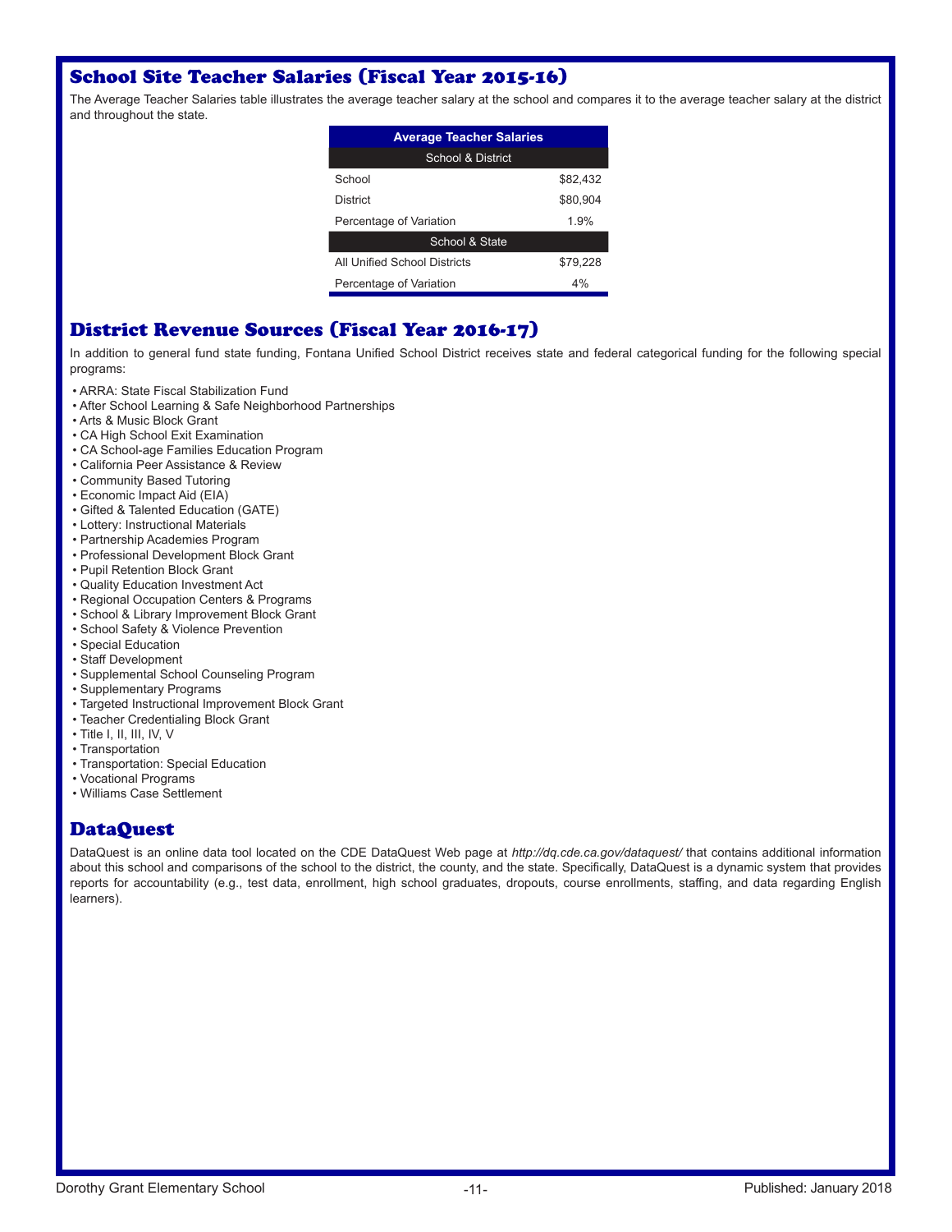## School Site Teacher Salaries (Fiscal Year 2015-16)

The Average Teacher Salaries table illustrates the average teacher salary at the school and compares it to the average teacher salary at the district and throughout the state.

| Average Teacher Salaries | |
|---|---|
| School & District | |
| School | $82,432 |
| District | $80,904 |
| Percentage of Variation | 1.9% |
| School & State | |
| All Unified School Districts | $79,228 |
| Percentage of Variation | 4% |

## District Revenue Sources (Fiscal Year 2016-17)

In addition to general fund state funding, Fontana Unified School District receives state and federal categorical funding for the following special programs:

- ARRA: State Fiscal Stabilization Fund
- After School Learning & Safe Neighborhood Partnerships
- Arts & Music Block Grant
- CA High School Exit Examination
- CA School-age Families Education Program
- California Peer Assistance & Review
- Community Based Tutoring
- Economic Impact Aid (EIA)
- Gifted & Talented Education (GATE)
- Lottery: Instructional Materials
- Partnership Academies Program
- Professional Development Block Grant
- Pupil Retention Block Grant
- Quality Education Investment Act
- Regional Occupation Centers & Programs
- School & Library Improvement Block Grant
- School Safety & Violence Prevention
- Special Education
- Staff Development
- Supplemental School Counseling Program
- Supplementary Programs
- Targeted Instructional Improvement Block Grant
- Teacher Credentialing Block Grant
- Title I, II, III, IV, V
- Transportation
- Transportation: Special Education
- Vocational Programs
- Williams Case Settlement

## DataQuest

DataQuest is an online data tool located on the CDE DataQuest Web page at *http://dq.cde.ca.gov/dataquest/* that contains additional information about this school and comparisons of the school to the district, the county, and the state. Specifically, DataQuest is a dynamic system that provides reports for accountability (e.g., test data, enrollment, high school graduates, dropouts, course enrollments, staffing, and data regarding English learners).